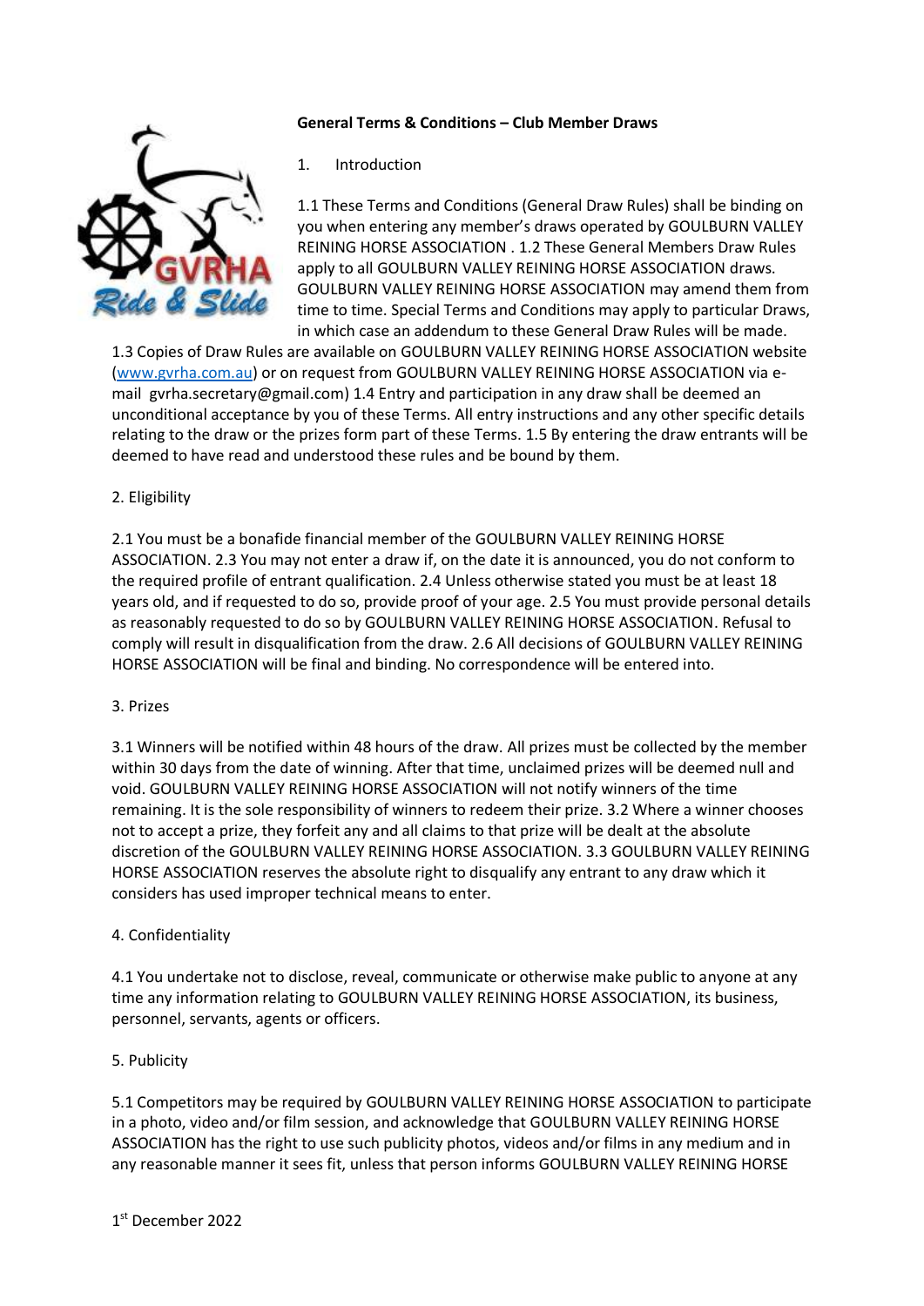**General Terms & Conditions – Club Member Draws**

1. Introduction

1.1 These Terms and Conditions (General Draw Rules) shall be binding on you when entering any member's draws operated by GOULBURN VALLEY REINING HORSE ASSOCIATION . 1.2 These General Members Draw Rules apply to all GOULBURN VALLEY REINING HORSE ASSOCIATION draws. GOULBURN VALLEY REINING HORSE ASSOCIATION may amend them from time to time. Special Terms and Conditions may apply to particular Draws, in which case an addendum to these General Draw Rules will be made.

1.3 Copies of Draw Rules are available on GOULBURN VALLEY REINING HORSE ASSOCIATION website (www.gvrha.com.au) or on request from GOULBURN VALLEY REINING HORSE ASSOCIATION via e-mail gvrha.secretary@gmail.com) 1.4 Entry and participation in any draw shall be deemed an unconditional acceptance by you of these Terms. All entry instructions and any other specific details relating to the draw or the prizes form part of these Terms. 1.5 By entering the draw entrants will be deemed to have read and understood these rules and be bound by them.

2. Eligibility

2.1 You must be a bonafide financial member of the GOULBURN VALLEY REINING HORSE ASSOCIATION. 2.3 You may not enter a draw if, on the date it is announced, you do not conform to the required profile of entrant qualification. 2.4 Unless otherwise stated you must be at least 18 years old, and if requested to do so, provide proof of your age. 2.5 You must provide personal details as reasonably requested to do so by GOULBURN VALLEY REINING HORSE ASSOCIATION. Refusal to comply will result in disqualification from the draw. 2.6 All decisions of GOULBURN VALLEY REINING HORSE ASSOCIATION will be final and binding. No correspondence will be entered into.

3. Prizes

3.1 Winners will be notified within 48 hours of the draw. All prizes must be collected by the member within 30 days from the date of winning. After that time, unclaimed prizes will be deemed null and void. GOULBURN VALLEY REINING HORSE ASSOCIATION will not notify winners of the time remaining. It is the sole responsibility of winners to redeem their prize. 3.2 Where a winner chooses not to accept a prize, they forfeit any and all claims to that prize will be dealt at the absolute discretion of the GOULBURN VALLEY REINING HORSE ASSOCIATION. 3.3 GOULBURN VALLEY REINING HORSE ASSOCIATION reserves the absolute right to disqualify any entrant to any draw which it considers has used improper technical means to enter.

4. Confidentiality

4.1 You undertake not to disclose, reveal, communicate or otherwise make public to anyone at any time any information relating to GOULBURN VALLEY REINING HORSE ASSOCIATION, its business, personnel, servants, agents or officers.

5. Publicity

5.1 Competitors may be required by GOULBURN VALLEY REINING HORSE ASSOCIATION to participate in a photo, video and/or film session, and acknowledge that GOULBURN VALLEY REINING HORSE ASSOCIATION has the right to use such publicity photos, videos and/or films in any medium and in any reasonable manner it sees fit, unless that person informs GOULBURN VALLEY REINING HORSE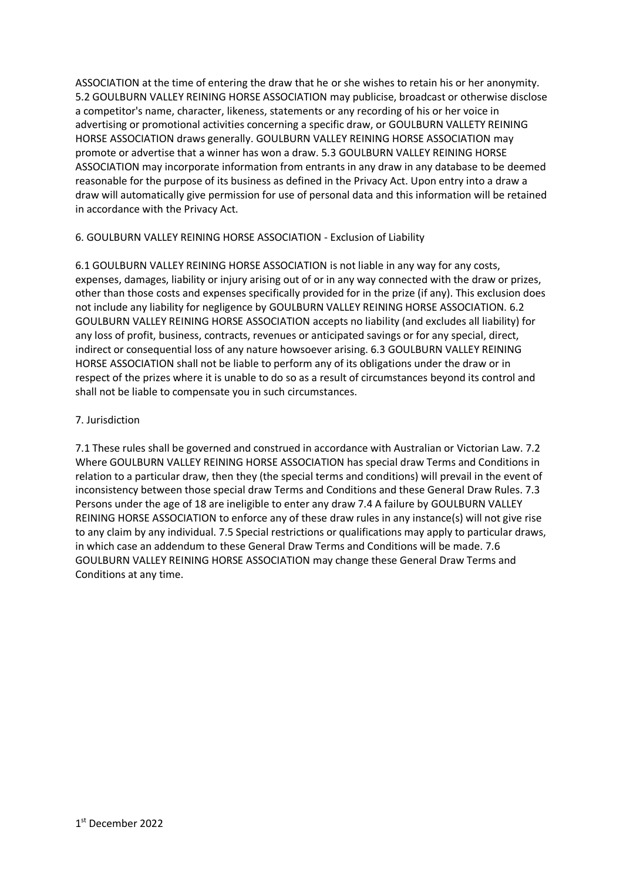ASSOCIATION at the time of entering the draw that he or she wishes to retain his or her anonymity. 5.2 GOULBURN VALLEY REINING HORSE ASSOCIATION may publicise, broadcast or otherwise disclose a competitor's name, character, likeness, statements or any recording of his or her voice in advertising or promotional activities concerning a specific draw, or GOULBURN VALLETY REINING HORSE ASSOCIATION draws generally. GOULBURN VALLEY REINING HORSE ASSOCIATION may promote or advertise that a winner has won a draw. 5.3 GOULBURN VALLEY REINING HORSE ASSOCIATION may incorporate information from entrants in any draw in any database to be deemed reasonable for the purpose of its business as defined in the Privacy Act. Upon entry into a draw a draw will automatically give permission for use of personal data and this information will be retained in accordance with the Privacy Act.

6. GOULBURN VALLEY REINING HORSE ASSOCIATION - Exclusion of Liability

6.1 GOULBURN VALLEY REINING HORSE ASSOCIATION is not liable in any way for any costs, expenses, damages, liability or injury arising out of or in any way connected with the draw or prizes, other than those costs and expenses specifically provided for in the prize (if any). This exclusion does not include any liability for negligence by GOULBURN VALLEY REINING HORSE ASSOCIATION. 6.2 GOULBURN VALLEY REINING HORSE ASSOCIATION accepts no liability (and excludes all liability) for any loss of profit, business, contracts, revenues or anticipated savings or for any special, direct, indirect or consequential loss of any nature howsoever arising. 6.3 GOULBURN VALLEY REINING HORSE ASSOCIATION shall not be liable to perform any of its obligations under the draw or in respect of the prizes where it is unable to do so as a result of circumstances beyond its control and shall not be liable to compensate you in such circumstances.

7. Jurisdiction

7.1 These rules shall be governed and construed in accordance with Australian or Victorian Law. 7.2 Where GOULBURN VALLEY REINING HORSE ASSOCIATION has special draw Terms and Conditions in relation to a particular draw, then they (the special terms and conditions) will prevail in the event of inconsistency between those special draw Terms and Conditions and these General Draw Rules. 7.3 Persons under the age of 18 are ineligible to enter any draw 7.4 A failure by GOULBURN VALLEY REINING HORSE ASSOCIATION to enforce any of these draw rules in any instance(s) will not give rise to any claim by any individual. 7.5 Special restrictions or qualifications may apply to particular draws, in which case an addendum to these General Draw Terms and Conditions will be made. 7.6 GOULBURN VALLEY REINING HORSE ASSOCIATION may change these General Draw Terms and Conditions at any time.

1st December 2022